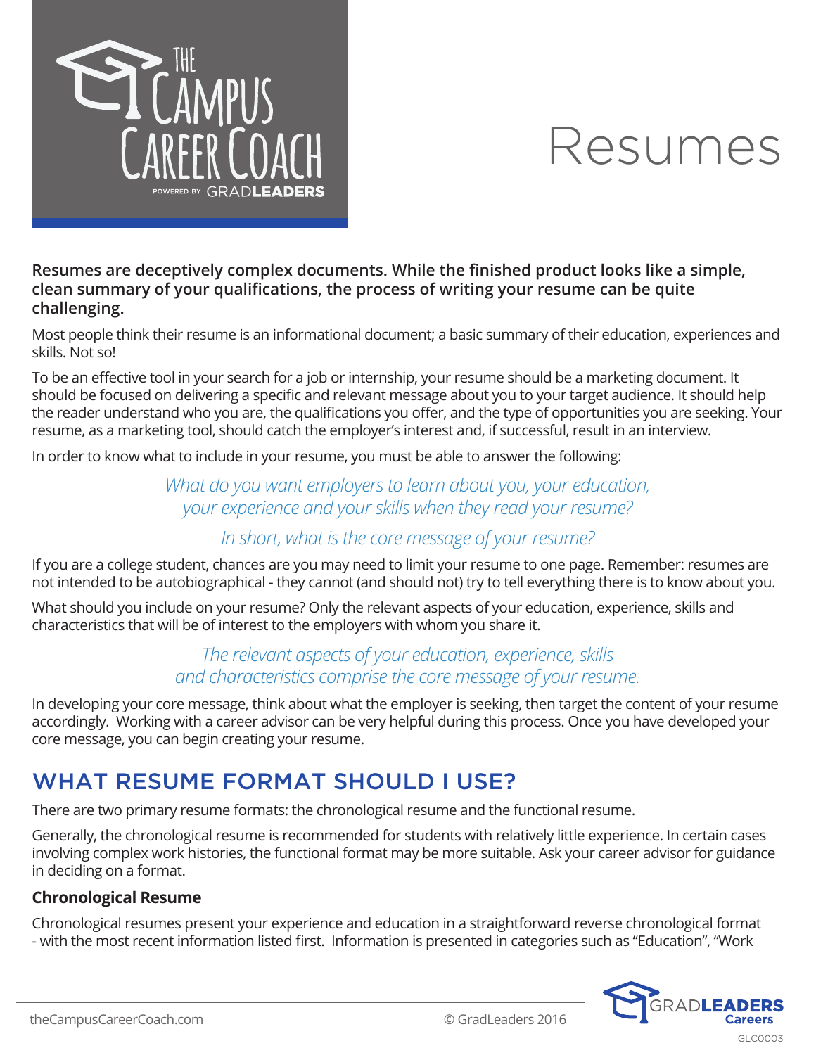# Resumes

**Resumes are deceptively complex documents. While the finished product looks like a simple, clean summary of your qualifications, the process of writing your resume can be quite challenging.**

Most people think their resume is an informational document; a basic summary of their education, experiences and skills. Not so!

To be an effective tool in your search for a job or internship, your resume should be a marketing document. It should be focused on delivering a specific and relevant message about you to your target audience. It should help the reader understand who you are, the qualifications you offer, and the type of opportunities you are seeking. Your resume, as a marketing tool, should catch the employer's interest and, if successful, result in an interview.

In order to know what to include in your resume, you must be able to answer the following:

*What do you want employers to learn about you, your education, your experience and your skills when they read your resume?*

*In short, what is the core message of your resume?*

If you are a college student, chances are you may need to limit your resume to one page. Remember: resumes are not intended to be autobiographical - they cannot (and should not) try to tell everything there is to know about you.

What should you include on your resume? Only the relevant aspects of your education, experience, skills and characteristics that will be of interest to the employers with whom you share it.

*The relevant aspects of your education, experience, skills and characteristics comprise the core message of your resume.*

In developing your core message, think about what the employer is seeking, then target the content of your resume accordingly. Working with a career advisor can be very helpful during this process. Once you have developed your core message, you can begin creating your resume.

## WHAT RESUME FORMAT SHOULD I USE?

There are two primary resume formats: the chronological resume and the functional resume.

Generally, the chronological resume is recommended for students with relatively little experience. In certain cases involving complex work histories, the functional format may be more suitable. Ask your career advisor for guidance in deciding on a format.

### Chronological Resume

Chronological resumes present your experience and education in a straightforward reverse chronological format - with the most recent information listed first. Information is presented in categories such as "Education", "Work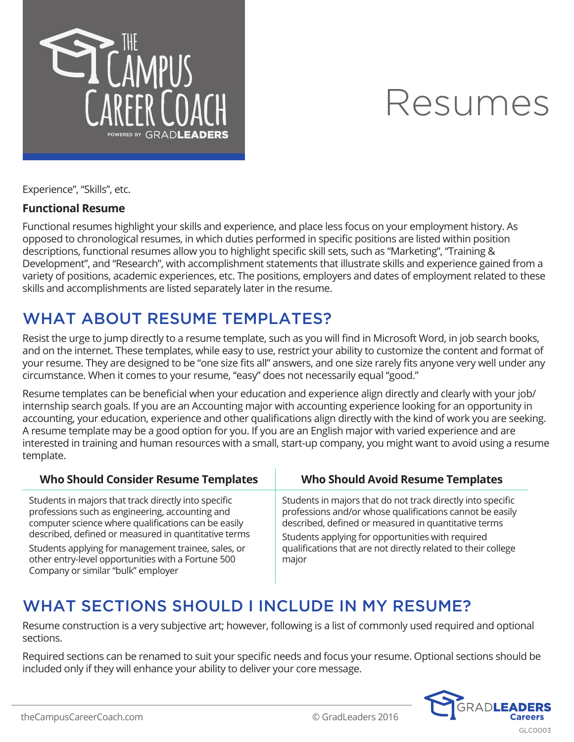Experience", "Skills", etc.

**Functional Resume**

Functional resumes highlight your skills and experience, and place less focus on your employment history. As opposed to chronological resumes, in which duties performed in specific positions are listed within position descriptions, functional resumes allow you to highlight specific skill sets, such as "Marketing", "Training & Development", and "Research", with accomplishment statements that illustrate skills and experience gained from a variety of positions, academic experiences, etc. The positions, employers and dates of employment related to these skills and accomplishments are listed separately later in the resume.

## WHAT ABOUT RESUME TEMPLATES?

Resist the urge to jump directly to a resume template, such as you will find in Microsoft Word, in job search books, and on the internet. These templates, while easy to use, restrict your ability to customize the content and format of your resume. They are designed to be "one size fits all" answers, and one size rarely fits anyone very well under any circumstance. When it comes to your resume, "easy" does not necessarily equal "good."

Resume templates can be beneficial when your education and experience align directly and clearly with your job/internship search goals. If you are an Accounting major with accounting experience looking for an opportunity in accounting, your education, experience and other qualifications align directly with the kind of work you are seeking. A resume template may be a good option for you. If you are an English major with varied experience and are interested in training and human resources with a small, start-up company, you might want to avoid using a resume template.

| Who Should Consider Resume Templates | Who Should Avoid Resume Templates |
|---|---|
| Students in majors that track directly into specific professions such as engineering, accounting and computer science where qualifications can be easily described, defined or measured in quantitative terms<br><br>Students applying for management trainee, sales, or other entry-level opportunities with a Fortune 500 Company or similar "bulk" employer | Students in majors that do not track directly into specific professions and/or whose qualifications cannot be easily described, defined or measured in quantitative terms<br><br>Students applying for opportunities with required qualifications that are not directly related to their college major |

## WHAT SECTIONS SHOULD I INCLUDE IN MY RESUME?

Resume construction is a very subjective art; however, following is a list of commonly used required and optional sections.

Required sections can be renamed to suit your specific needs and focus your resume. Optional sections should be included only if they will enhance your ability to deliver your core message.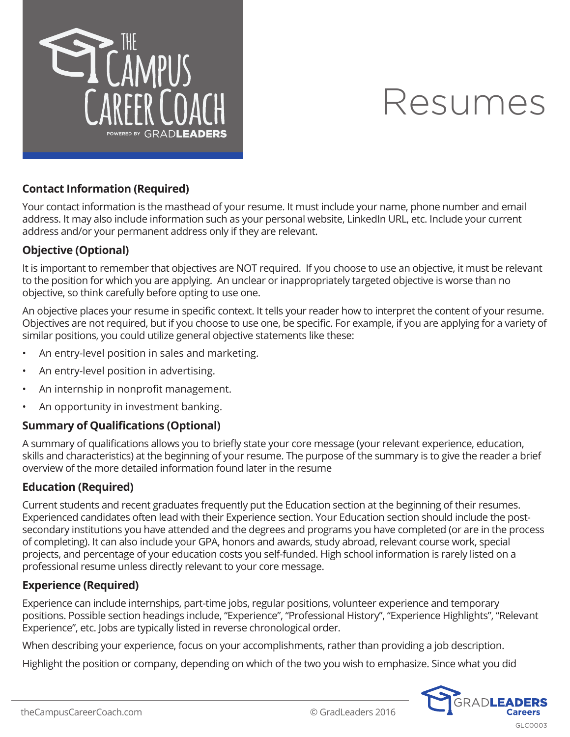# Resumes

## Contact Information (Required)

Your contact information is the masthead of your resume. It must include your name, phone number and email address. It may also include information such as your personal website, LinkedIn URL, etc. Include your current address and/or your permanent address only if they are relevant.

## Objective (Optional)

It is important to remember that objectives are NOT required. If you choose to use an objective, it must be relevant to the position for which you are applying. An unclear or inappropriately targeted objective is worse than no objective, so think carefully before opting to use one.

An objective places your resume in specific context. It tells your reader how to interpret the content of your resume. Objectives are not required, but if you choose to use one, be specific. For example, if you are applying for a variety of similar positions, you could utilize general objective statements like these:

- An entry-level position in sales and marketing.
- An entry-level position in advertising.
- An internship in nonprofit management.
- An opportunity in investment banking.

## Summary of Qualifications (Optional)

A summary of qualifications allows you to briefly state your core message (your relevant experience, education, skills and characteristics) at the beginning of your resume. The purpose of the summary is to give the reader a brief overview of the more detailed information found later in the resume

## Education (Required)

Current students and recent graduates frequently put the Education section at the beginning of their resumes. Experienced candidates often lead with their Experience section. Your Education section should include the post-secondary institutions you have attended and the degrees and programs you have completed (or are in the process of completing). It can also include your GPA, honors and awards, study abroad, relevant course work, special projects, and percentage of your education costs you self-funded. High school information is rarely listed on a professional resume unless directly relevant to your core message.

## Experience (Required)

Experience can include internships, part-time jobs, regular positions, volunteer experience and temporary positions. Possible section headings include, "Experience", "Professional History", "Experience Highlights", "Relevant Experience", etc. Jobs are typically listed in reverse chronological order.

When describing your experience, focus on your accomplishments, rather than providing a job description.

Highlight the position or company, depending on which of the two you wish to emphasize. Since what you did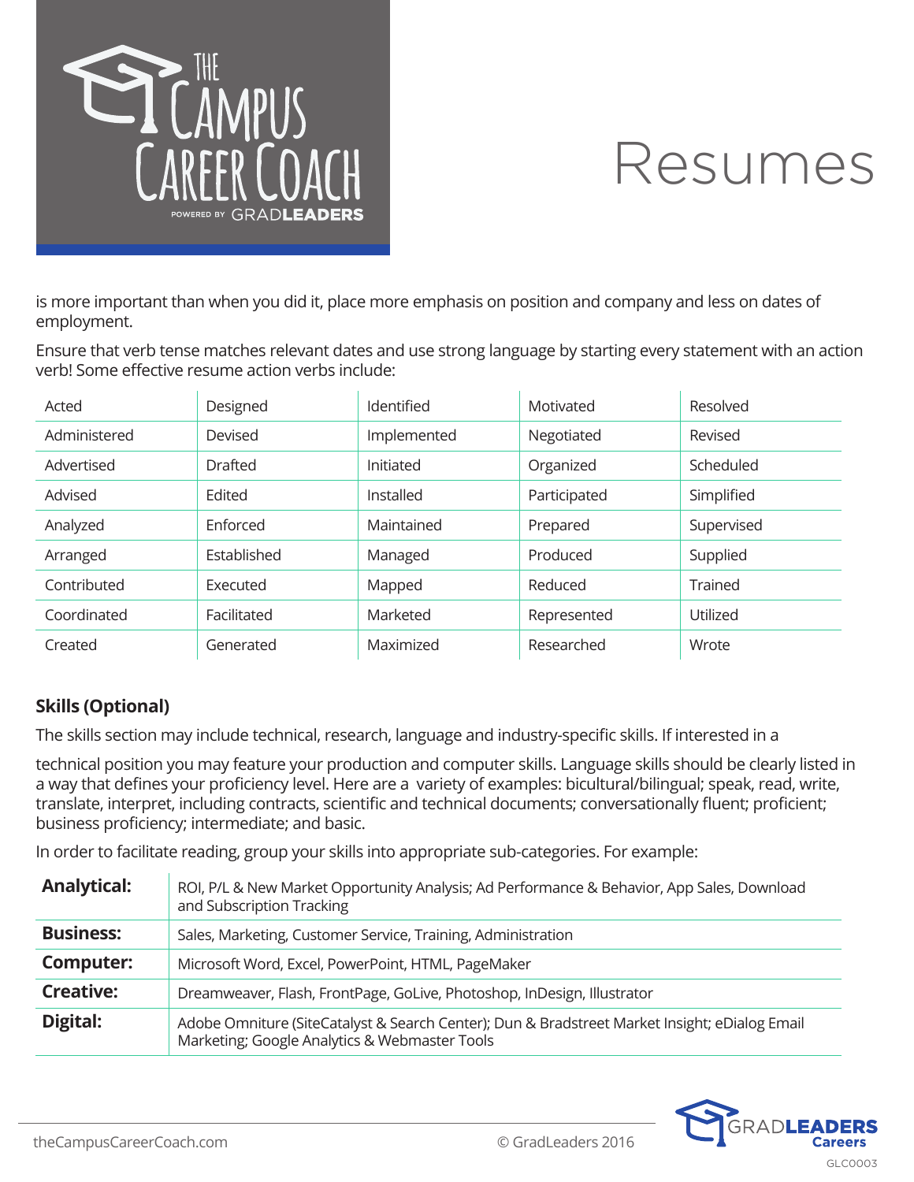# Resumes

is more important than when you did it, place more emphasis on position and company and less on dates of employment.

Ensure that verb tense matches relevant dates and use strong language by starting every statement with an action verb! Some effective resume action verbs include:

| | | | | |
|---|---|---|---|---|
| Acted | Designed | Identified | Motivated | Resolved |
| Administered | Devised | Implemented | Negotiated | Revised |
| Advertised | Drafted | Initiated | Organized | Scheduled |
| Advised | Edited | Installed | Participated | Simplified |
| Analyzed | Enforced | Maintained | Prepared | Supervised |
| Arranged | Established | Managed | Produced | Supplied |
| Contributed | Executed | Mapped | Reduced | Trained |
| Coordinated | Facilitated | Marketed | Represented | Utilized |
| Created | Generated | Maximized | Researched | Wrote |

## Skills (Optional)

The skills section may include technical, research, language and industry-specific skills. If interested in a

technical position you may feature your production and computer skills. Language skills should be clearly listed in a way that defines your proficiency level. Here are a variety of examples: bicultural/bilingual; speak, read, write, translate, interpret, including contracts, scientific and technical documents; conversationally fluent; proficient; business proficiency; intermediate; and basic.

In order to facilitate reading, group your skills into appropriate sub-categories. For example:

| | |
|---|---|
| **Analytical:** | ROI, P/L & New Market Opportunity Analysis; Ad Performance & Behavior, App Sales, Download and Subscription Tracking |
| **Business:** | Sales, Marketing, Customer Service, Training, Administration |
| **Computer:** | Microsoft Word, Excel, PowerPoint, HTML, PageMaker |
| **Creative:** | Dreamweaver, Flash, FrontPage, GoLive, Photoshop, InDesign, Illustrator |
| **Digital:** | Adobe Omniture (SiteCatalyst & Search Center); Dun & Bradstreet Market Insight; eDialog Email Marketing; Google Analytics & Webmaster Tools |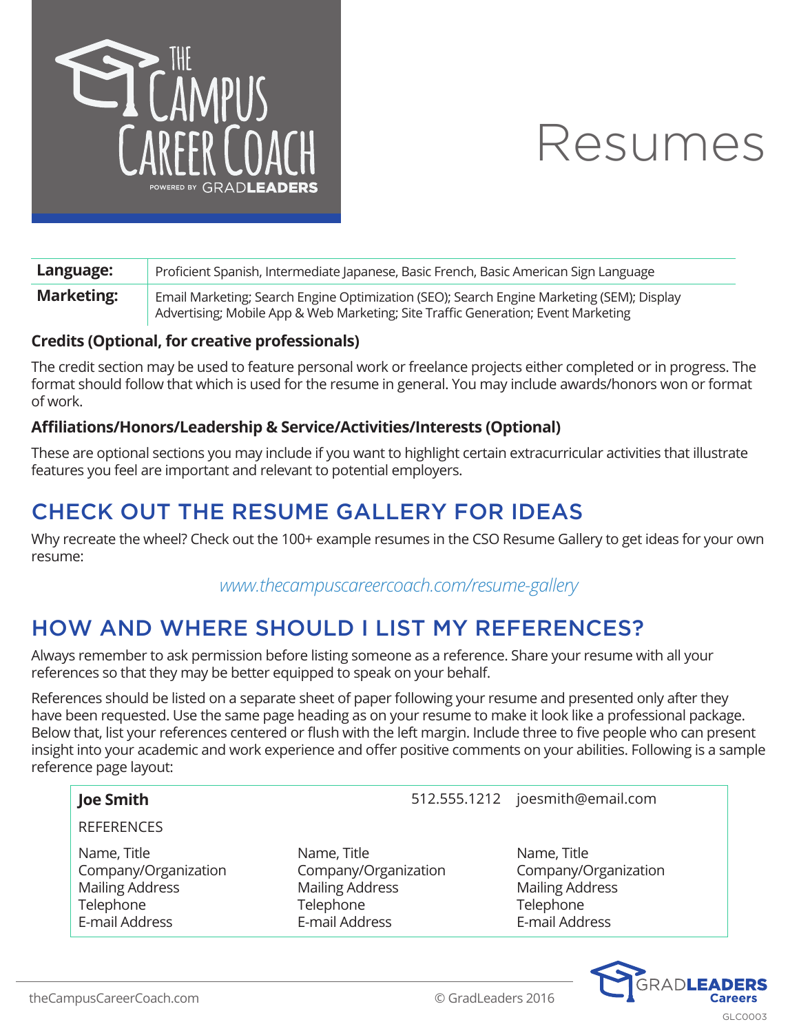# Resumes

| Language: | Proficient Spanish, Intermediate Japanese, Basic French, Basic American Sign Language |
|---|---|
| Marketing: | Email Marketing; Search Engine Optimization (SEO); Search Engine Marketing (SEM); Display Advertising; Mobile App & Web Marketing; Site Traffic Generation; Event Marketing |

**Credits (Optional, for creative professionals)**

The credit section may be used to feature personal work or freelance projects either completed or in progress. The format should follow that which is used for the resume in general. You may include awards/honors won or format of work.

**Affiliations/Honors/Leadership & Service/Activities/Interests (Optional)**

These are optional sections you may include if you want to highlight certain extracurricular activities that illustrate features you feel are important and relevant to potential employers.

## CHECK OUT THE RESUME GALLERY FOR IDEAS

Why recreate the wheel? Check out the 100+ example resumes in the CSO Resume Gallery to get ideas for your own resume:

*www.thecampuscareercoach.com/resume-gallery*

## HOW AND WHERE SHOULD I LIST MY REFERENCES?

Always remember to ask permission before listing someone as a reference. Share your resume with all your references so that they may be better equipped to speak on your behalf.

References should be listed on a separate sheet of paper following your resume and presented only after they have been requested. Use the same page heading as on your resume to make it look like a professional package. Below that, list your references centered or flush with the left margin. Include three to five people who can present insight into your academic and work experience and offer positive comments on your abilities. Following is a sample reference page layout:

**Joe Smith** 512.555.1212 joesmith@email.com

REFERENCES

| | | |
|---|---|---|
| Name, Title | Name, Title | Name, Title |
| Company/Organization | Company/Organization | Company/Organization |
| Mailing Address | Mailing Address | Mailing Address |
| Telephone | Telephone | Telephone |
| E-mail Address | E-mail Address | E-mail Address |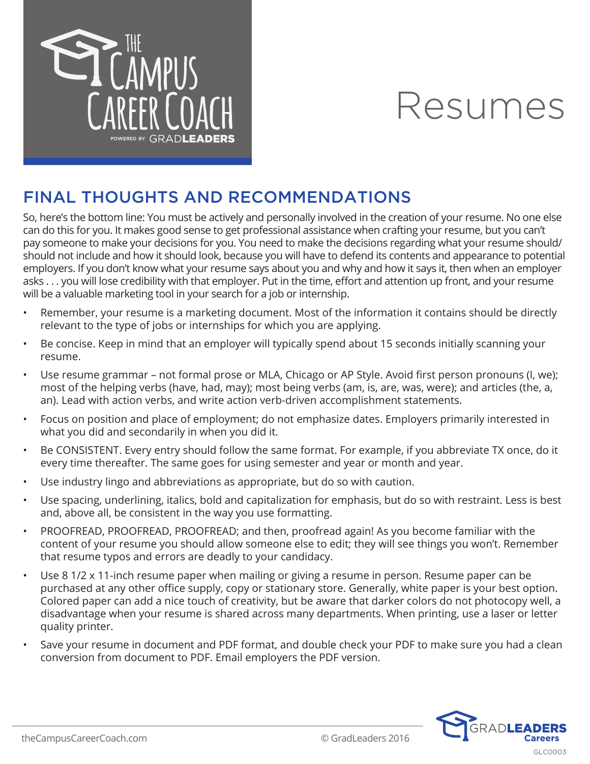# Resumes

## FINAL THOUGHTS AND RECOMMENDATIONS

So, here's the bottom line: You must be actively and personally involved in the creation of your resume. No one else can do this for you. It makes good sense to get professional assistance when crafting your resume, but you can't pay someone to make your decisions for you. You need to make the decisions regarding what your resume should/should not include and how it should look, because you will have to defend its contents and appearance to potential employers. If you don't know what your resume says about you and why and how it says it, then when an employer asks . . . you will lose credibility with that employer. Put in the time, effort and attention up front, and your resume will be a valuable marketing tool in your search for a job or internship.

- Remember, your resume is a marketing document. Most of the information it contains should be directly relevant to the type of jobs or internships for which you are applying.
- Be concise. Keep in mind that an employer will typically spend about 15 seconds initially scanning your resume.
- Use resume grammar – not formal prose or MLA, Chicago or AP Style. Avoid first person pronouns (I, we); most of the helping verbs (have, had, may); most being verbs (am, is, are, was, were); and articles (the, a, an). Lead with action verbs, and write action verb-driven accomplishment statements.
- Focus on position and place of employment; do not emphasize dates. Employers primarily interested in what you did and secondarily in when you did it.
- Be CONSISTENT. Every entry should follow the same format. For example, if you abbreviate TX once, do it every time thereafter. The same goes for using semester and year or month and year.
- Use industry lingo and abbreviations as appropriate, but do so with caution.
- Use spacing, underlining, italics, bold and capitalization for emphasis, but do so with restraint. Less is best and, above all, be consistent in the way you use formatting.
- PROOFREAD, PROOFREAD, PROOFREAD; and then, proofread again! As you become familiar with the content of your resume you should allow someone else to edit; they will see things you won't. Remember that resume typos and errors are deadly to your candidacy.
- Use 8 1/2 x 11-inch resume paper when mailing or giving a resume in person. Resume paper can be purchased at any other office supply, copy or stationary store. Generally, white paper is your best option. Colored paper can add a nice touch of creativity, but be aware that darker colors do not photocopy well, a disadvantage when your resume is shared across many departments. When printing, use a laser or letter quality printer.
- Save your resume in document and PDF format, and double check your PDF to make sure you had a clean conversion from document to PDF. Email employers the PDF version.